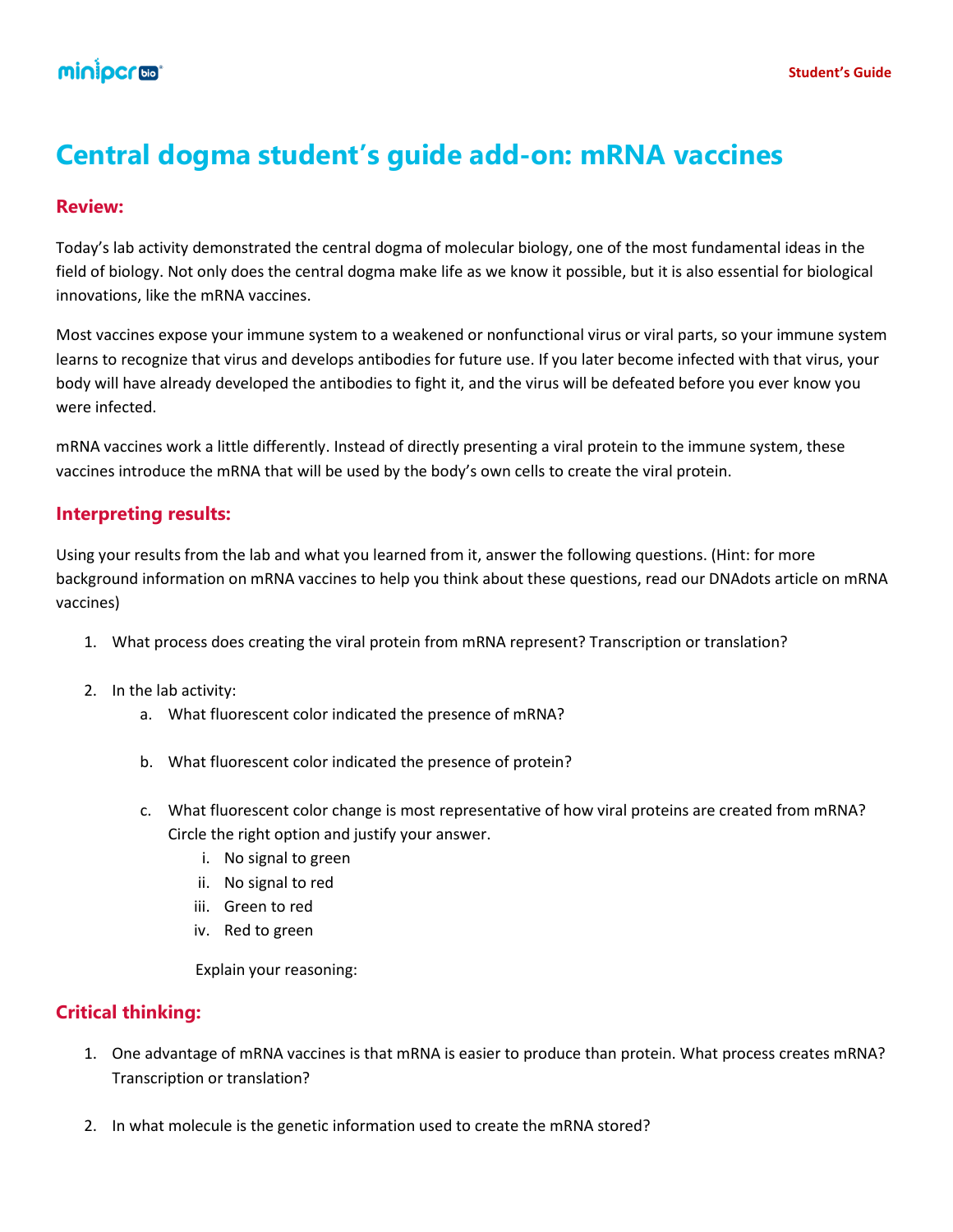# Central dogma student's guide add-on: mRNA vaccines

## Review:

Today's lab activity demonstrated the central dogma of molecular biology, one of the most fundamental ideas in the field of biology. Not only does the central dogma make life as we know it possible, but it is also essential for biological innovations, like the mRNA vaccines.

Most vaccines expose your immune system to a weakened or nonfunctional virus or viral parts, so your immune system learns to recognize that virus and develops antibodies for future use. If you later become infected with that virus, your body will have already developed the antibodies to fight it, and the virus will be defeated before you ever know you were infected.

mRNA vaccines work a little differently. Instead of directly presenting a viral protein to the immune system, these vaccines introduce the mRNA that will be used by the body's own cells to create the viral protein.

## Interpreting results:

Using your results from the lab and what you learned from it, answer the following questions. (Hint: for more background information on mRNA vaccines to help you think about these questions, read our DNAdots article on mRNA vaccines)

1. What process does creating the viral protein from mRNA represent? Transcription or translation?

2. In the lab activity:
   a. What fluorescent color indicated the presence of mRNA?

   b. What fluorescent color indicated the presence of protein?

   c. What fluorescent color change is most representative of how viral proteins are created from mRNA? Circle the right option and justify your answer.
      i. No signal to green
      ii. No signal to red
      iii. Green to red
      iv. Red to green

      Explain your reasoning:

## Critical thinking:

1. One advantage of mRNA vaccines is that mRNA is easier to produce than protein. What process creates mRNA? Transcription or translation?

2. In what molecule is the genetic information used to create the mRNA stored?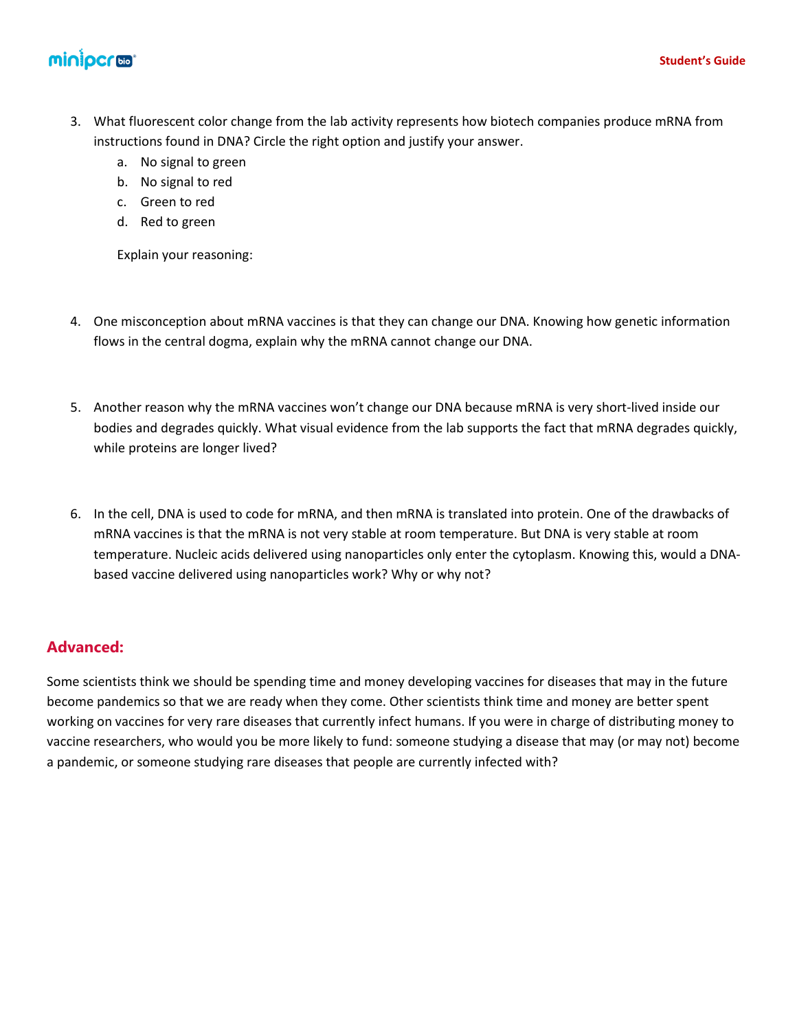3. What fluorescent color change from the lab activity represents how biotech companies produce mRNA from instructions found in DNA? Circle the right option and justify your answer.
    a. No signal to green
    b. No signal to red
    c. Green to red
    d. Red to green

    Explain your reasoning:

4. One misconception about mRNA vaccines is that they can change our DNA. Knowing how genetic information flows in the central dogma, explain why the mRNA cannot change our DNA.

5. Another reason why the mRNA vaccines won't change our DNA because mRNA is very short-lived inside our bodies and degrades quickly. What visual evidence from the lab supports the fact that mRNA degrades quickly, while proteins are longer lived?

6. In the cell, DNA is used to code for mRNA, and then mRNA is translated into protein. One of the drawbacks of mRNA vaccines is that the mRNA is not very stable at room temperature. But DNA is very stable at room temperature. Nucleic acids delivered using nanoparticles only enter the cytoplasm. Knowing this, would a DNA-based vaccine delivered using nanoparticles work? Why or why not?

## Advanced:

Some scientists think we should be spending time and money developing vaccines for diseases that may in the future become pandemics so that we are ready when they come. Other scientists think time and money are better spent working on vaccines for very rare diseases that currently infect humans. If you were in charge of distributing money to vaccine researchers, who would you be more likely to fund: someone studying a disease that may (or may not) become a pandemic, or someone studying rare diseases that people are currently infected with?